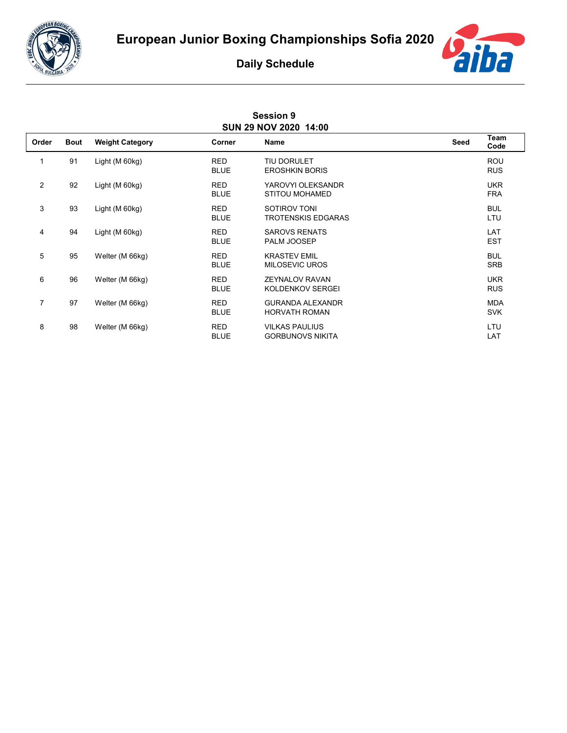# European Junior Boxing Championships Sofia 2020

## Daily Schedule

**Session 9**
**SUN 29 NOV 2020 14:00**

| Order | Bout | Weight Category | Corner | Name | Seed | Team Code |
|---|---|---|---|---|---|---|
| 1 | 91 | Light (M 60kg) | RED | TIU DORULET | | ROU |
| | | | BLUE | EROSHKIN BORIS | | RUS |
| 2 | 92 | Light (M 60kg) | RED | YAROVYI OLEKSANDR | | UKR |
| | | | BLUE | STITOU MOHAMED | | FRA |
| 3 | 93 | Light (M 60kg) | RED | SOTIROV TONI | | BUL |
| | | | BLUE | TROTENSKIS EDGARAS | | LTU |
| 4 | 94 | Light (M 60kg) | RED | SAROVS RENATS | | LAT |
| | | | BLUE | PALM JOOSEP | | EST |
| 5 | 95 | Welter (M 66kg) | RED | KRASTEV EMIL | | BUL |
| | | | BLUE | MILOSEVIC UROS | | SRB |
| 6 | 96 | Welter (M 66kg) | RED | ZEYNALOV RAVAN | | UKR |
| | | | BLUE | KOLDENKOV SERGEI | | RUS |
| 7 | 97 | Welter (M 66kg) | RED | GURANDA ALEXANDR | | MDA |
| | | | BLUE | HORVATH ROMAN | | SVK |
| 8 | 98 | Welter (M 66kg) | RED | VILKAS PAULIUS | | LTU |
| | | | BLUE | GORBUNOVS NIKITA | | LAT |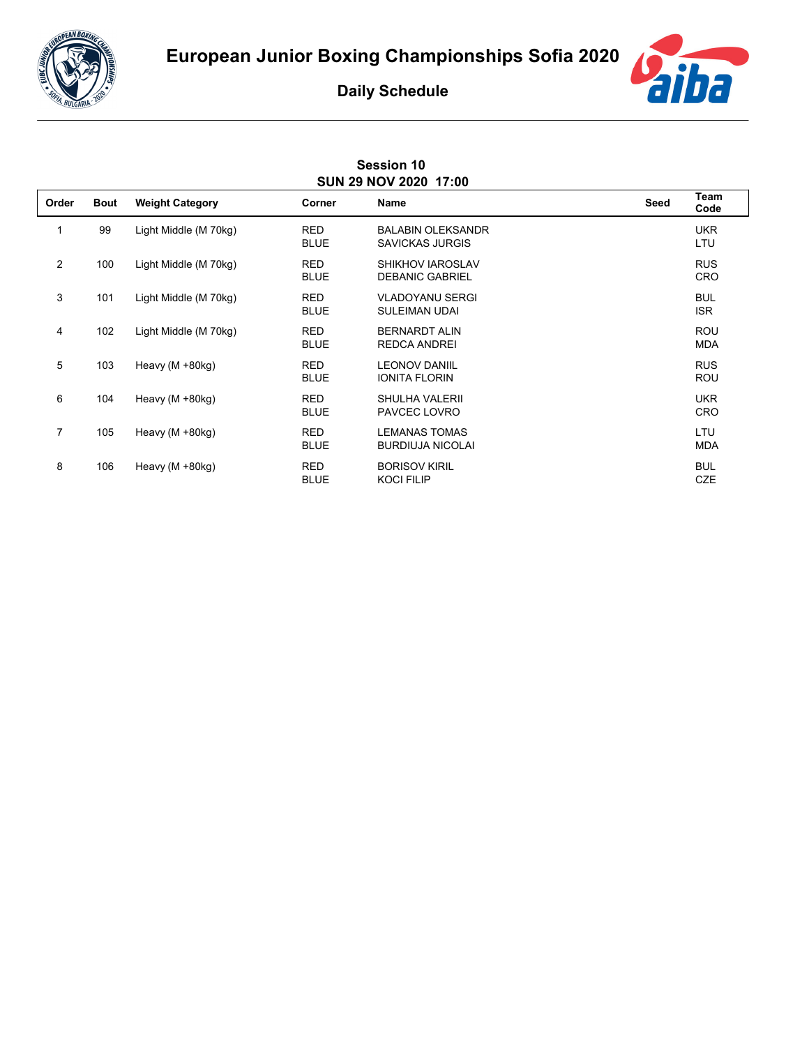# European Junior Boxing Championships Sofia 2020

## Daily Schedule

### Session 10
### SUN 29 NOV 2020 17:00

| Order | Bout | Weight Category | Corner | Name | Seed | Team Code |
|---|---|---|---|---|---|---|
| 1 | 99 | Light Middle (M 70kg) | RED | BALABIN OLEKSANDR | | UKR |
| | | | BLUE | SAVICKAS JURGIS | | LTU |
| 2 | 100 | Light Middle (M 70kg) | RED | SHIKHOV IAROSLAV | | RUS |
| | | | BLUE | DEBANIC GABRIEL | | CRO |
| 3 | 101 | Light Middle (M 70kg) | RED | VLADOYANU SERGI | | BUL |
| | | | BLUE | SULEIMAN UDAI | | ISR |
| 4 | 102 | Light Middle (M 70kg) | RED | BERNARDT ALIN | | ROU |
| | | | BLUE | REDCA ANDREI | | MDA |
| 5 | 103 | Heavy (M +80kg) | RED | LEONOV DANIIL | | RUS |
| | | | BLUE | IONITA FLORIN | | ROU |
| 6 | 104 | Heavy (M +80kg) | RED | SHULHA VALERII | | UKR |
| | | | BLUE | PAVCEC LOVRO | | CRO |
| 7 | 105 | Heavy (M +80kg) | RED | LEMANAS TOMAS | | LTU |
| | | | BLUE | BURDIUJA NICOLAI | | MDA |
| 8 | 106 | Heavy (M +80kg) | RED | BORISOV KIRIL | | BUL |
| | | | BLUE | KOCI FILIP | | CZE |